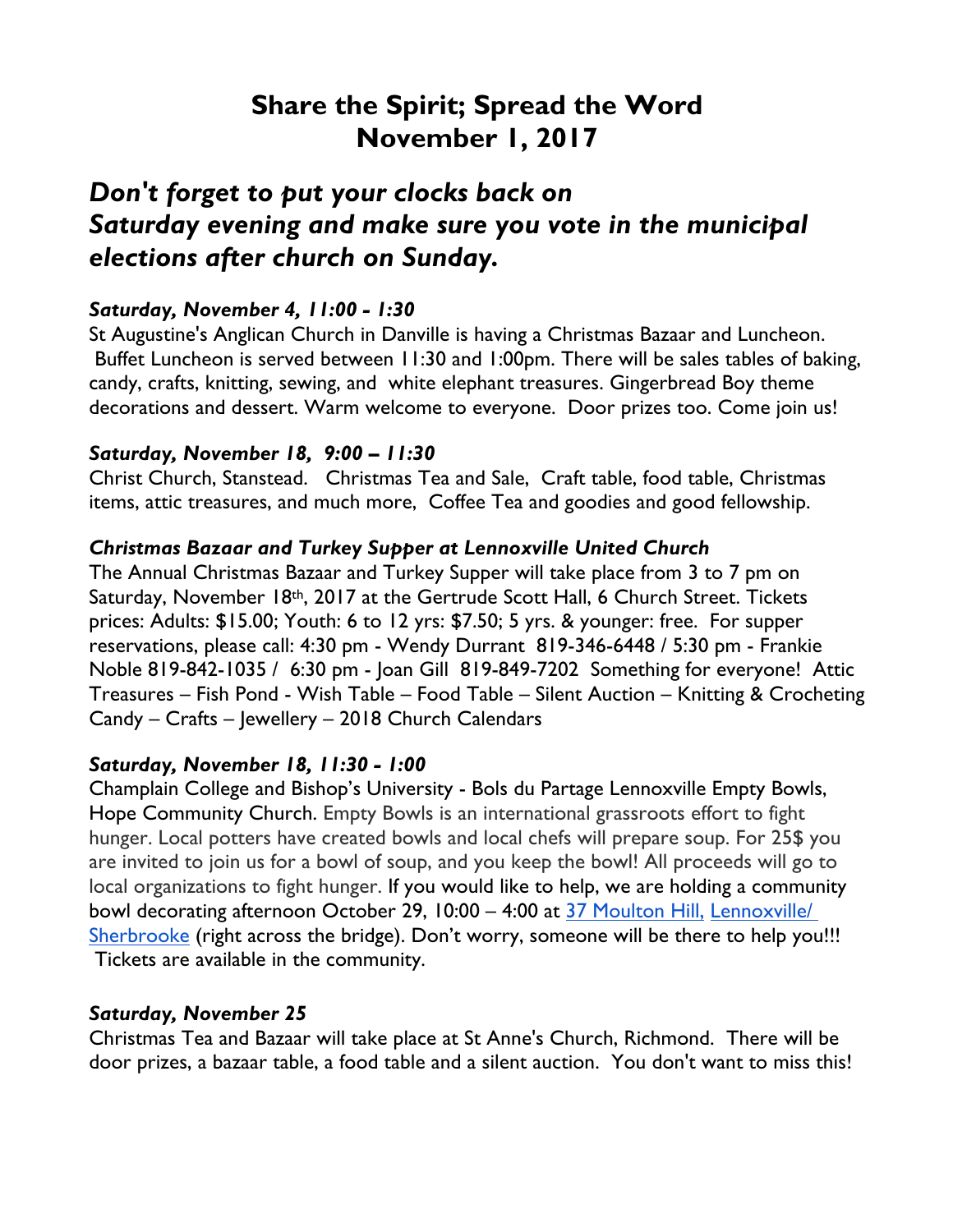# Share the Spirit; Spread the Word
# November 1, 2017

## *Don't forget to put your clocks back on Saturday evening and make sure you vote in the municipal elections after church on Sunday.*

### *Saturday, November 4, 11:00 - 1:30*

St Augustine's Anglican Church in Danville is having a Christmas Bazaar and Luncheon. Buffet Luncheon is served between 11:30 and 1:00pm. There will be sales tables of baking, candy, crafts, knitting, sewing, and white elephant treasures. Gingerbread Boy theme decorations and dessert. Warm welcome to everyone. Door prizes too. Come join us!

### *Saturday, November 18, 9:00 – 11:30*

Christ Church, Stanstead. Christmas Tea and Sale, Craft table, food table, Christmas items, attic treasures, and much more, Coffee Tea and goodies and good fellowship.

### *Christmas Bazaar and Turkey Supper at Lennoxville United Church*

The Annual Christmas Bazaar and Turkey Supper will take place from 3 to 7 pm on Saturday, November 18th, 2017 at the Gertrude Scott Hall, 6 Church Street. Tickets prices: Adults: $15.00; Youth: 6 to 12 yrs: $7.50; 5 yrs. & younger: free. For supper reservations, please call: 4:30 pm - Wendy Durrant 819-346-6448 / 5:30 pm - Frankie Noble 819-842-1035 / 6:30 pm - Joan Gill 819-849-7202 Something for everyone! Attic Treasures – Fish Pond - Wish Table – Food Table – Silent Auction – Knitting & Crocheting Candy – Crafts – Jewellery – 2018 Church Calendars

### *Saturday, November 18, 11:30 - 1:00*

Champlain College and Bishop's University - Bols du Partage Lennoxville Empty Bowls, Hope Community Church. Empty Bowls is an international grassroots effort to fight hunger. Local potters have created bowls and local chefs will prepare soup. For 25$ you are invited to join us for a bowl of soup, and you keep the bowl! All proceeds will go to local organizations to fight hunger. If you would like to help, we are holding a community bowl decorating afternoon October 29, 10:00 – 4:00 at 37 Moulton Hill, Lennoxville/ Sherbrooke (right across the bridge). Don't worry, someone will be there to help you!!! Tickets are available in the community.

### *Saturday, November 25*

Christmas Tea and Bazaar will take place at St Anne's Church, Richmond. There will be door prizes, a bazaar table, a food table and a silent auction. You don't want to miss this!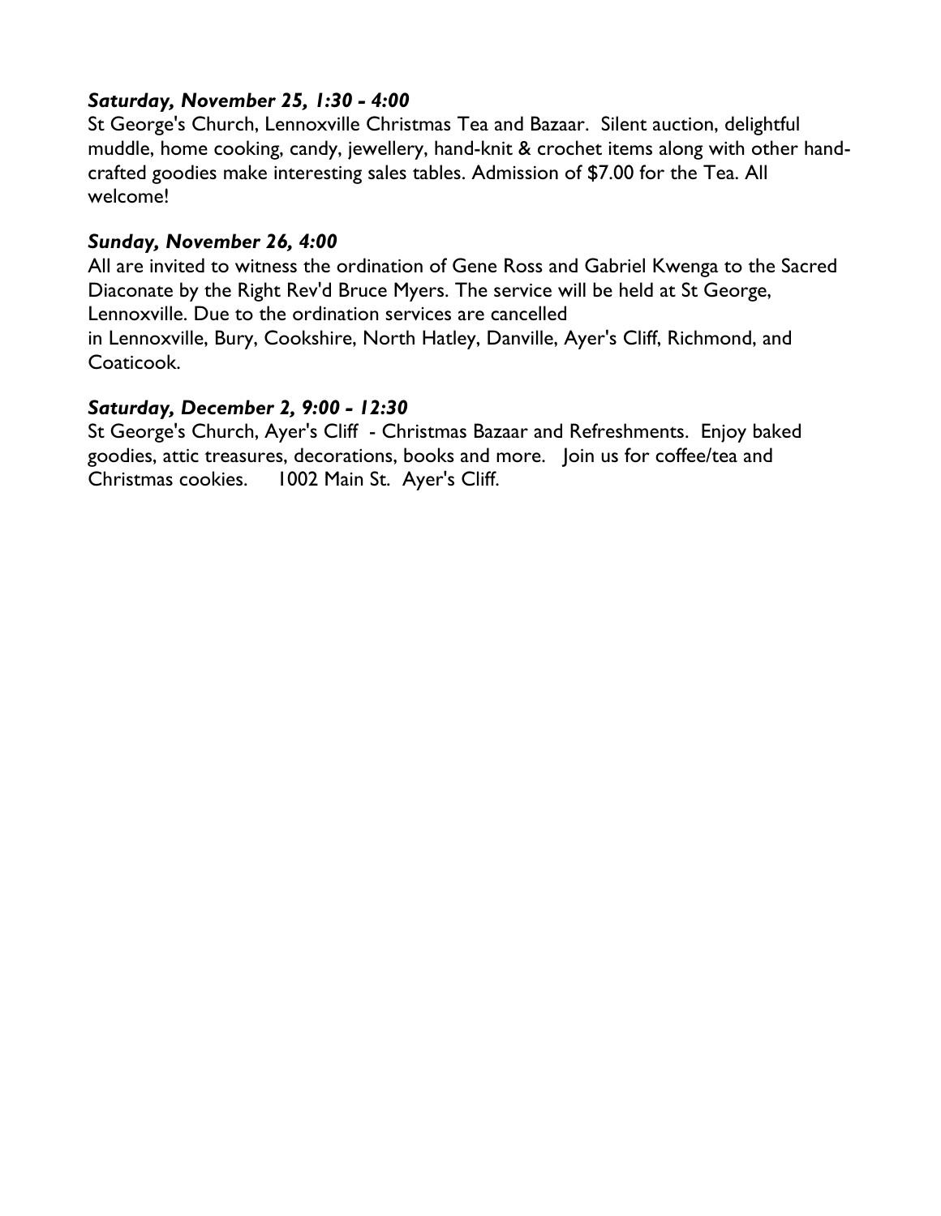***Saturday, November 25, 1:30 - 4:00***

St George's Church, Lennoxville Christmas Tea and Bazaar. Silent auction, delightful muddle, home cooking, candy, jewellery, hand-knit & crochet items along with other hand-crafted goodies make interesting sales tables. Admission of $7.00 for the Tea. All welcome!

***Sunday, November 26, 4:00***

All are invited to witness the ordination of Gene Ross and Gabriel Kwenga to the Sacred Diaconate by the Right Rev'd Bruce Myers. The service will be held at St George, Lennoxville. Due to the ordination services are cancelled
in Lennoxville, Bury, Cookshire, North Hatley, Danville, Ayer's Cliff, Richmond, and Coaticook.

***Saturday, December 2, 9:00 - 12:30***

St George's Church, Ayer's Cliff - Christmas Bazaar and Refreshments. Enjoy baked goodies, attic treasures, decorations, books and more. Join us for coffee/tea and Christmas cookies. 1002 Main St. Ayer's Cliff.